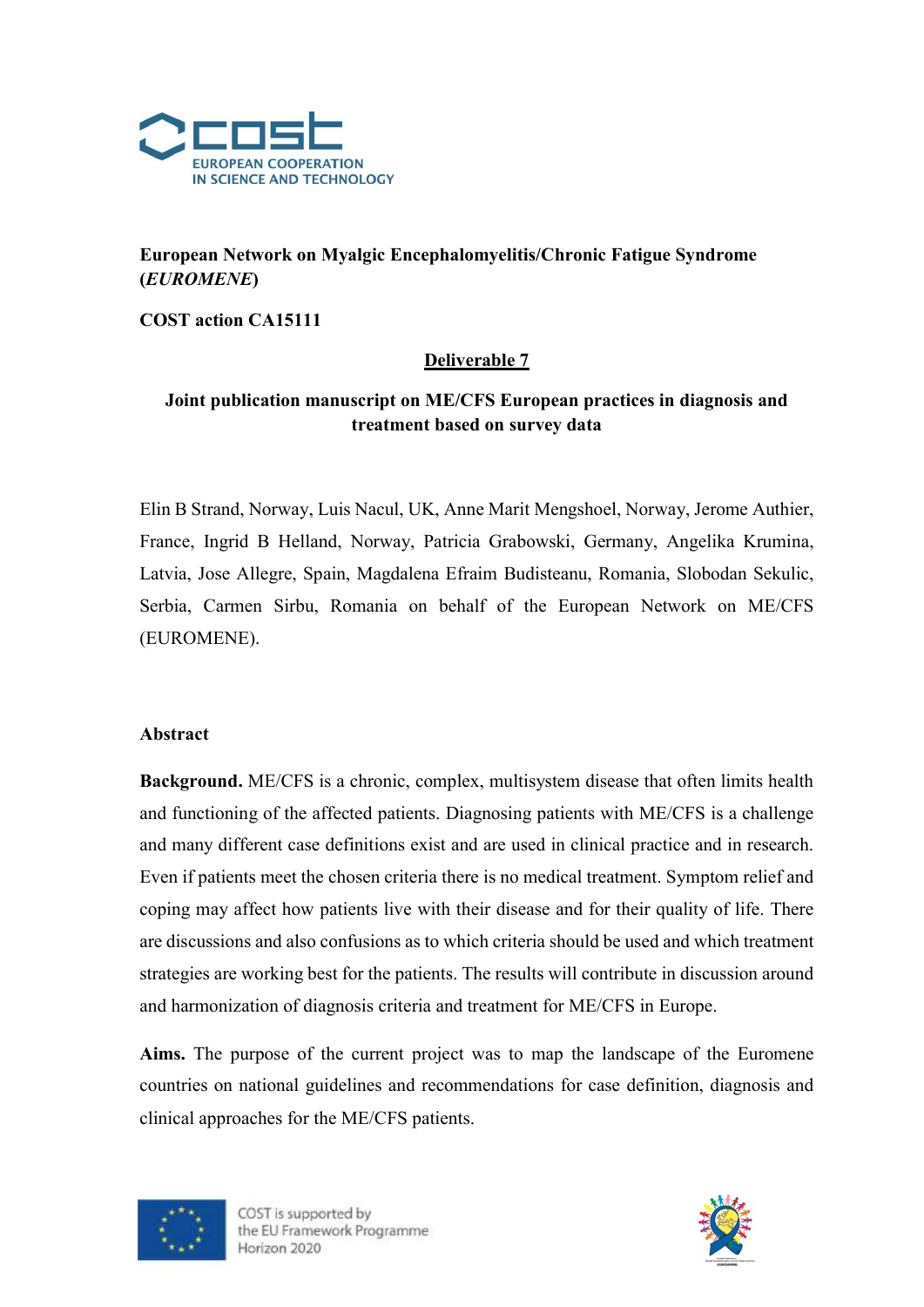European Network on Myalgic Encephalomyelitis/Chronic Fatigue Syndrome (***EUROMENE***)

**COST action CA15111**

**Deliverable 7**

# Joint publication manuscript on ME/CFS European practices in diagnosis and treatment based on survey data

Elin B Strand, Norway, Luis Nacul, UK, Anne Marit Mengshoel, Norway, Jerome Authier, France, Ingrid B Helland, Norway, Patricia Grabowski, Germany, Angelika Krumina, Latvia, Jose Allegre, Spain, Magdalena Efraim Budisteanu, Romania, Slobodan Sekulic, Serbia, Carmen Sirbu, Romania on behalf of the European Network on ME/CFS (EUROMENE).

## Abstract

**Background.** ME/CFS is a chronic, complex, multisystem disease that often limits health and functioning of the affected patients. Diagnosing patients with ME/CFS is a challenge and many different case definitions exist and are used in clinical practice and in research. Even if patients meet the chosen criteria there is no medical treatment. Symptom relief and coping may affect how patients live with their disease and for their quality of life. There are discussions and also confusions as to which criteria should be used and which treatment strategies are working best for the patients. The results will contribute in discussion around and harmonization of diagnosis criteria and treatment for ME/CFS in Europe.

**Aims.** The purpose of the current project was to map the landscape of the Euromene countries on national guidelines and recommendations for case definition, diagnosis and clinical approaches for the ME/CFS patients.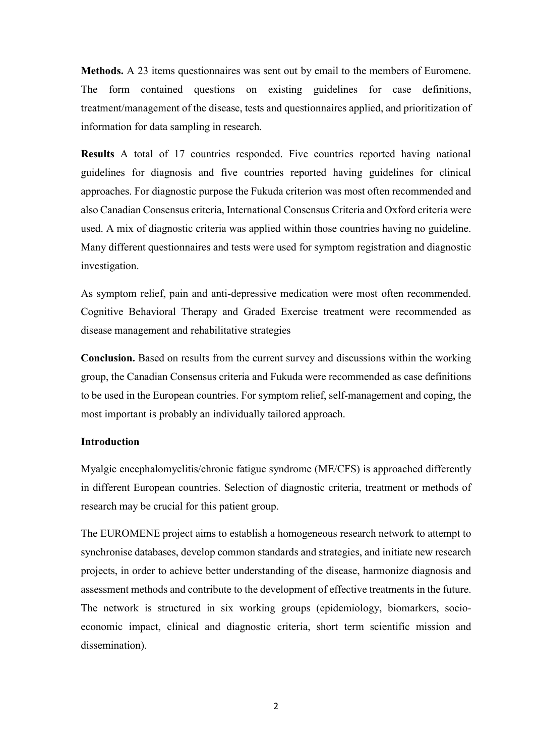**Methods.** A 23 items questionnaires was sent out by email to the members of Euromene. The form contained questions on existing guidelines for case definitions, treatment/management of the disease, tests and questionnaires applied, and prioritization of information for data sampling in research.

**Results** A total of 17 countries responded. Five countries reported having national guidelines for diagnosis and five countries reported having guidelines for clinical approaches. For diagnostic purpose the Fukuda criterion was most often recommended and also Canadian Consensus criteria, International Consensus Criteria and Oxford criteria were used. A mix of diagnostic criteria was applied within those countries having no guideline. Many different questionnaires and tests were used for symptom registration and diagnostic investigation.

As symptom relief, pain and anti-depressive medication were most often recommended. Cognitive Behavioral Therapy and Graded Exercise treatment were recommended as disease management and rehabilitative strategies

**Conclusion.** Based on results from the current survey and discussions within the working group, the Canadian Consensus criteria and Fukuda were recommended as case definitions to be used in the European countries. For symptom relief, self-management and coping, the most important is probably an individually tailored approach.

## Introduction

Myalgic encephalomyelitis/chronic fatigue syndrome (ME/CFS) is approached differently in different European countries. Selection of diagnostic criteria, treatment or methods of research may be crucial for this patient group.

The EUROMENE project aims to establish a homogeneous research network to attempt to synchronise databases, develop common standards and strategies, and initiate new research projects, in order to achieve better understanding of the disease, harmonize diagnosis and assessment methods and contribute to the development of effective treatments in the future. The network is structured in six working groups (epidemiology, biomarkers, socio-economic impact, clinical and diagnostic criteria, short term scientific mission and dissemination).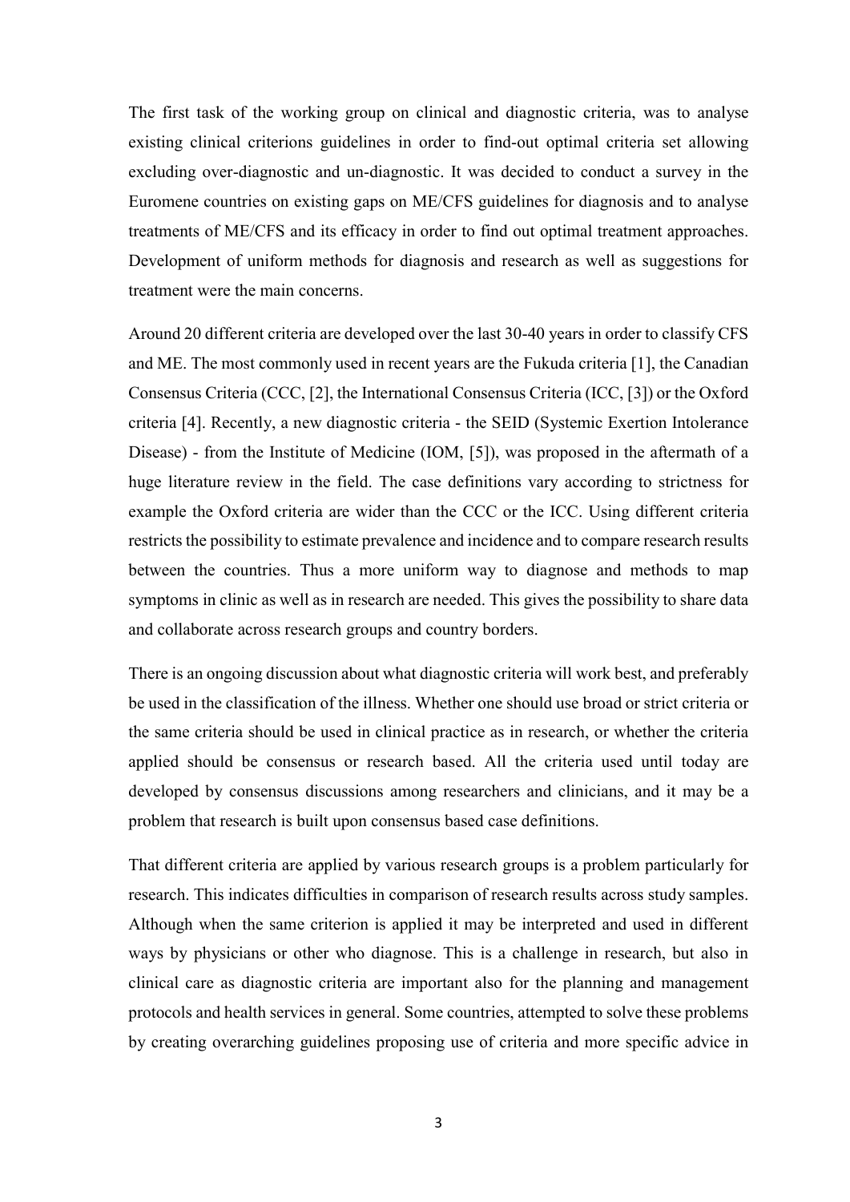The first task of the working group on clinical and diagnostic criteria, was to analyse existing clinical criterions guidelines in order to find-out optimal criteria set allowing excluding over-diagnostic and un-diagnostic. It was decided to conduct a survey in the Euromene countries on existing gaps on ME/CFS guidelines for diagnosis and to analyse treatments of ME/CFS and its efficacy in order to find out optimal treatment approaches. Development of uniform methods for diagnosis and research as well as suggestions for treatment were the main concerns.

Around 20 different criteria are developed over the last 30-40 years in order to classify CFS and ME. The most commonly used in recent years are the Fukuda criteria [1], the Canadian Consensus Criteria (CCC, [2], the International Consensus Criteria (ICC, [3]) or the Oxford criteria [4]. Recently, a new diagnostic criteria - the SEID (Systemic Exertion Intolerance Disease) - from the Institute of Medicine (IOM, [5]), was proposed in the aftermath of a huge literature review in the field. The case definitions vary according to strictness for example the Oxford criteria are wider than the CCC or the ICC. Using different criteria restricts the possibility to estimate prevalence and incidence and to compare research results between the countries. Thus a more uniform way to diagnose and methods to map symptoms in clinic as well as in research are needed. This gives the possibility to share data and collaborate across research groups and country borders.

There is an ongoing discussion about what diagnostic criteria will work best, and preferably be used in the classification of the illness. Whether one should use broad or strict criteria or the same criteria should be used in clinical practice as in research, or whether the criteria applied should be consensus or research based. All the criteria used until today are developed by consensus discussions among researchers and clinicians, and it may be a problem that research is built upon consensus based case definitions.

That different criteria are applied by various research groups is a problem particularly for research. This indicates difficulties in comparison of research results across study samples. Although when the same criterion is applied it may be interpreted and used in different ways by physicians or other who diagnose. This is a challenge in research, but also in clinical care as diagnostic criteria are important also for the planning and management protocols and health services in general. Some countries, attempted to solve these problems by creating overarching guidelines proposing use of criteria and more specific advice in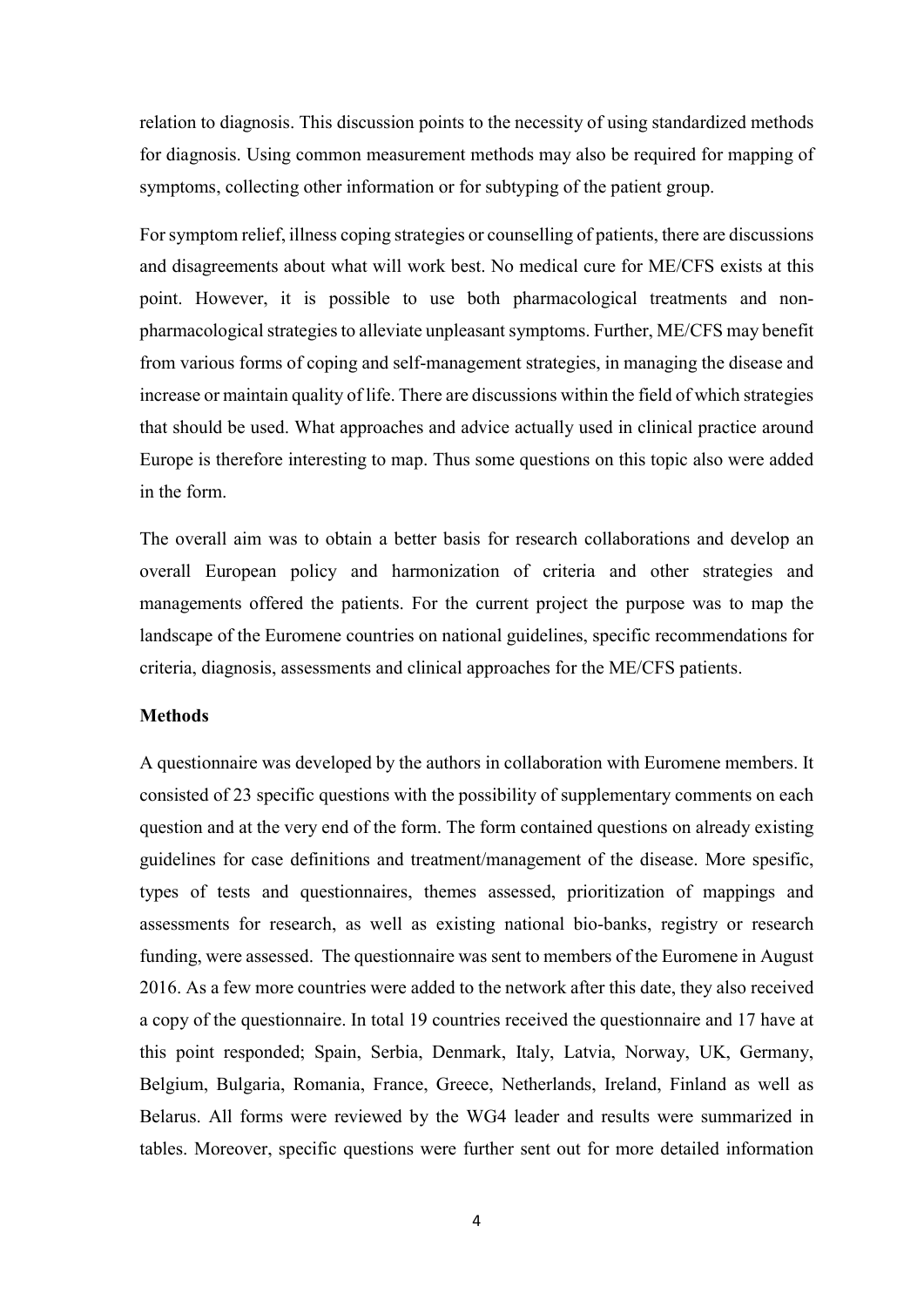relation to diagnosis. This discussion points to the necessity of using standardized methods for diagnosis. Using common measurement methods may also be required for mapping of symptoms, collecting other information or for subtyping of the patient group.

For symptom relief, illness coping strategies or counselling of patients, there are discussions and disagreements about what will work best. No medical cure for ME/CFS exists at this point. However, it is possible to use both pharmacological treatments and non-pharmacological strategies to alleviate unpleasant symptoms. Further, ME/CFS may benefit from various forms of coping and self-management strategies, in managing the disease and increase or maintain quality of life. There are discussions within the field of which strategies that should be used. What approaches and advice actually used in clinical practice around Europe is therefore interesting to map. Thus some questions on this topic also were added in the form.

The overall aim was to obtain a better basis for research collaborations and develop an overall European policy and harmonization of criteria and other strategies and managements offered the patients. For the current project the purpose was to map the landscape of the Euromene countries on national guidelines, specific recommendations for criteria, diagnosis, assessments and clinical approaches for the ME/CFS patients.

**Methods**

A questionnaire was developed by the authors in collaboration with Euromene members. It consisted of 23 specific questions with the possibility of supplementary comments on each question and at the very end of the form. The form contained questions on already existing guidelines for case definitions and treatment/management of the disease. More spesific, types of tests and questionnaires, themes assessed, prioritization of mappings and assessments for research, as well as existing national bio-banks, registry or research funding, were assessed. The questionnaire was sent to members of the Euromene in August 2016. As a few more countries were added to the network after this date, they also received a copy of the questionnaire. In total 19 countries received the questionnaire and 17 have at this point responded; Spain, Serbia, Denmark, Italy, Latvia, Norway, UK, Germany, Belgium, Bulgaria, Romania, France, Greece, Netherlands, Ireland, Finland as well as Belarus. All forms were reviewed by the WG4 leader and results were summarized in tables. Moreover, specific questions were further sent out for more detailed information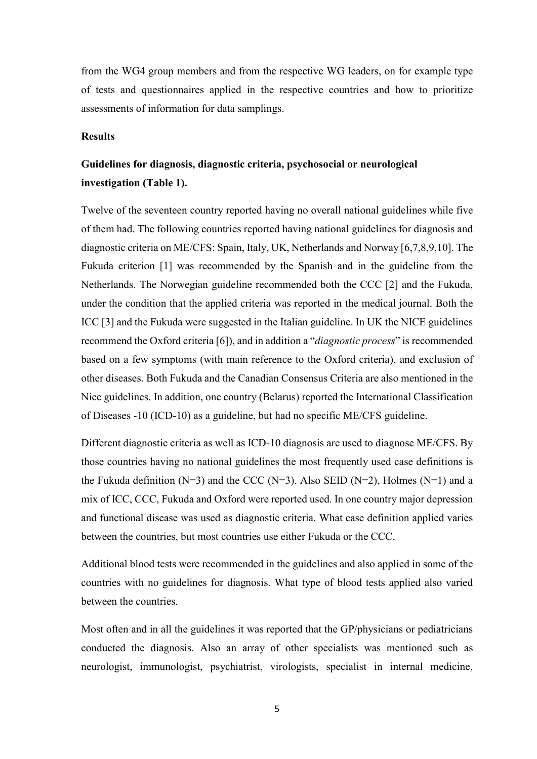from the WG4 group members and from the respective WG leaders, on for example type of tests and questionnaires applied in the respective countries and how to prioritize assessments of information for data samplings.

**Results**

**Guidelines for diagnosis, diagnostic criteria, psychosocial or neurological investigation (Table 1).**

Twelve of the seventeen country reported having no overall national guidelines while five of them had. The following countries reported having national guidelines for diagnosis and diagnostic criteria on ME/CFS: Spain, Italy, UK, Netherlands and Norway [6,7,8,9,10]. The Fukuda criterion [1] was recommended by the Spanish and in the guideline from the Netherlands. The Norwegian guideline recommended both the CCC [2] and the Fukuda, under the condition that the applied criteria was reported in the medical journal. Both the ICC [3] and the Fukuda were suggested in the Italian guideline. In UK the NICE guidelines recommend the Oxford criteria [6]), and in addition a "*diagnostic process*" is recommended based on a few symptoms (with main reference to the Oxford criteria), and exclusion of other diseases. Both Fukuda and the Canadian Consensus Criteria are also mentioned in the Nice guidelines. In addition, one country (Belarus) reported the International Classification of Diseases -10 (ICD-10) as a guideline, but had no specific ME/CFS guideline.

Different diagnostic criteria as well as ICD-10 diagnosis are used to diagnose ME/CFS. By those countries having no national guidelines the most frequently used case definitions is the Fukuda definition (N=3) and the CCC (N=3). Also SEID (N=2), Holmes (N=1) and a mix of ICC, CCC, Fukuda and Oxford were reported used. In one country major depression and functional disease was used as diagnostic criteria. What case definition applied varies between the countries, but most countries use either Fukuda or the CCC.

Additional blood tests were recommended in the guidelines and also applied in some of the countries with no guidelines for diagnosis. What type of blood tests applied also varied between the countries.

Most often and in all the guidelines it was reported that the GP/physicians or pediatricians conducted the diagnosis. Also an array of other specialists was mentioned such as neurologist, immunologist, psychiatrist, virologists, specialist in internal medicine,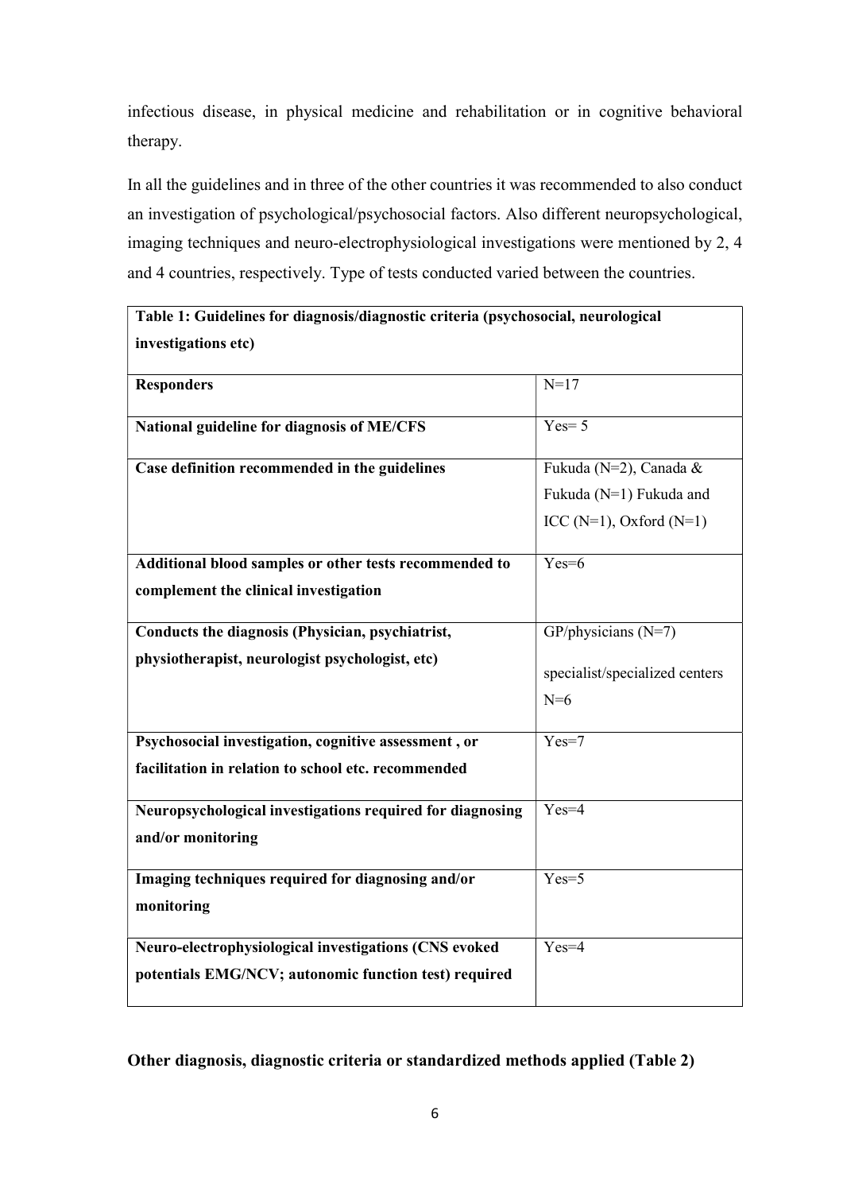infectious disease, in physical medicine and rehabilitation or in cognitive behavioral therapy.

In all the guidelines and in three of the other countries it was recommended to also conduct an investigation of psychological/psychosocial factors. Also different neuropsychological, imaging techniques and neuro-electrophysiological investigations were mentioned by 2, 4 and 4 countries, respectively. Type of tests conducted varied between the countries.

| **Table 1: Guidelines for diagnosis/diagnostic criteria (psychosocial, neurological investigations etc)** | |
|---|---|
| **Responders** | N=17 |
| **National guideline for diagnosis of ME/CFS** | Yes= 5 |
| **Case definition recommended in the guidelines** | Fukuda (N=2), Canada & Fukuda (N=1) Fukuda and ICC (N=1), Oxford (N=1) |
| **Additional blood samples or other tests recommended to complement the clinical investigation** | Yes=6 |
| **Conducts the diagnosis (Physician, psychiatrist, physiotherapist, neurologist psychologist, etc)** | GP/physicians (N=7)<br>specialist/specialized centers N=6 |
| **Psychosocial investigation, cognitive assessment , or facilitation in relation to school etc. recommended** | Yes=7 |
| **Neuropsychological investigations required for diagnosing and/or monitoring** | Yes=4 |
| **Imaging techniques required for diagnosing and/or monitoring** | Yes=5 |
| **Neuro-electrophysiological investigations (CNS evoked potentials EMG/NCV; autonomic function test) required** | Yes=4 |

### Other diagnosis, diagnostic criteria or standardized methods applied (Table 2)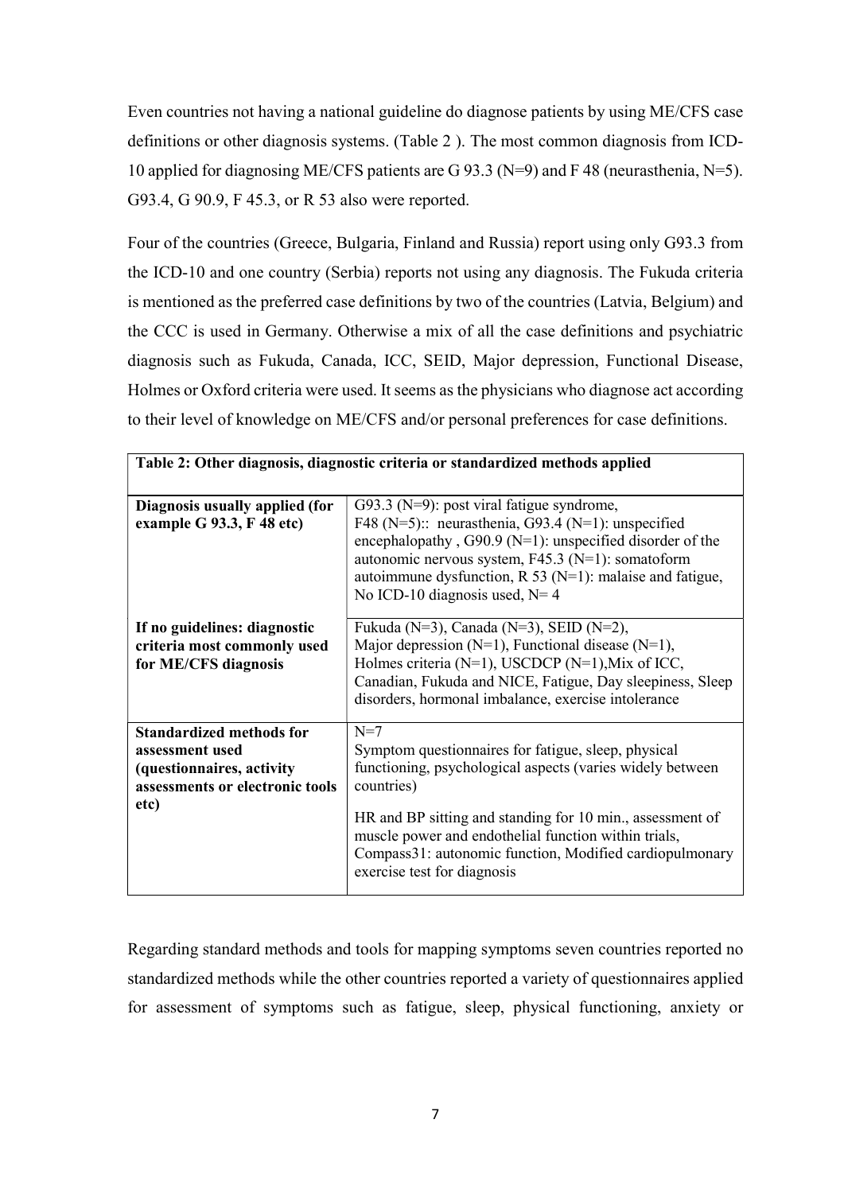Even countries not having a national guideline do diagnose patients by using ME/CFS case definitions or other diagnosis systems. (Table 2 ). The most common diagnosis from ICD-10 applied for diagnosing ME/CFS patients are G 93.3 (N=9) and F 48 (neurasthenia, N=5). G93.4, G 90.9, F 45.3, or R 53 also were reported.

Four of the countries (Greece, Bulgaria, Finland and Russia) report using only G93.3 from the ICD-10 and one country (Serbia) reports not using any diagnosis. The Fukuda criteria is mentioned as the preferred case definitions by two of the countries (Latvia, Belgium) and the CCC is used in Germany. Otherwise a mix of all the case definitions and psychiatric diagnosis such as Fukuda, Canada, ICC, SEID, Major depression, Functional Disease, Holmes or Oxford criteria were used. It seems as the physicians who diagnose act according to their level of knowledge on ME/CFS and/or personal preferences for case definitions.

| **Table 2: Other diagnosis, diagnostic criteria or standardized methods applied** | |
|---|---|
| **Diagnosis usually applied (for example G 93.3, F 48 etc)** | G93.3 (N=9): post viral fatigue syndrome, F48 (N=5):: neurasthenia, G93.4 (N=1): unspecified encephalopathy , G90.9 (N=1): unspecified disorder of the autonomic nervous system, F45.3 (N=1): somatoform autoimmune dysfunction, R 53 (N=1): malaise and fatigue, No ICD-10 diagnosis used, N= 4 |
| **If no guidelines: diagnostic criteria most commonly used for ME/CFS diagnosis** | Fukuda (N=3), Canada (N=3), SEID (N=2), Major depression (N=1), Functional disease (N=1), Holmes criteria (N=1), USCDCP (N=1),Mix of ICC, Canadian, Fukuda and NICE, Fatigue, Day sleepiness, Sleep disorders, hormonal imbalance, exercise intolerance |
| **Standardized methods for assessment used (questionnaires, activity assessments or electronic tools etc)** | N=7<br>Symptom questionnaires for fatigue, sleep, physical functioning, psychological aspects (varies widely between countries)<br><br>HR and BP sitting and standing for 10 min., assessment of muscle power and endothelial function within trials, Compass31: autonomic function, Modified cardiopulmonary exercise test for diagnosis |

Regarding standard methods and tools for mapping symptoms seven countries reported no standardized methods while the other countries reported a variety of questionnaires applied for assessment of symptoms such as fatigue, sleep, physical functioning, anxiety or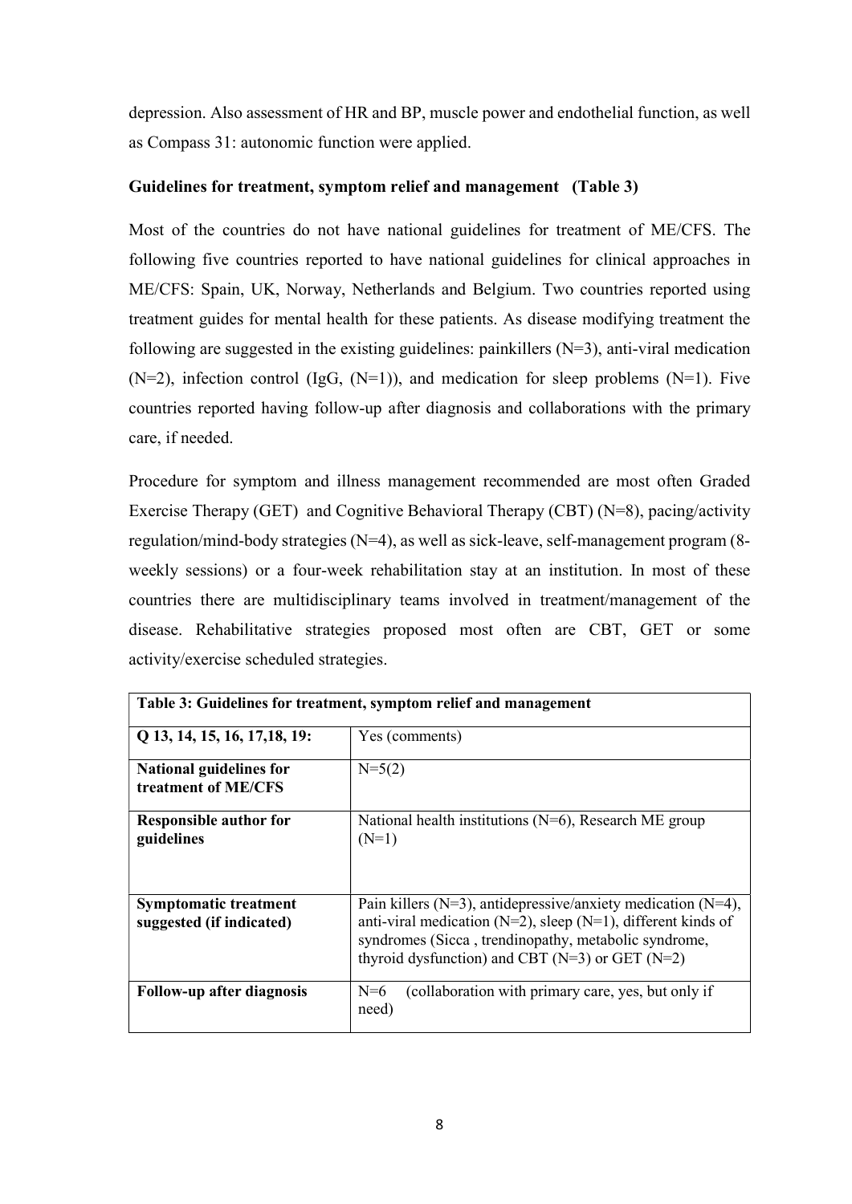depression. Also assessment of HR and BP, muscle power and endothelial function, as well as Compass 31: autonomic function were applied.

**Guidelines for treatment, symptom relief and management (Table 3)**

Most of the countries do not have national guidelines for treatment of ME/CFS. The following five countries reported to have national guidelines for clinical approaches in ME/CFS: Spain, UK, Norway, Netherlands and Belgium. Two countries reported using treatment guides for mental health for these patients. As disease modifying treatment the following are suggested in the existing guidelines: painkillers (N=3), anti-viral medication (N=2), infection control (IgG, (N=1)), and medication for sleep problems (N=1). Five countries reported having follow-up after diagnosis and collaborations with the primary care, if needed.

Procedure for symptom and illness management recommended are most often Graded Exercise Therapy (GET) and Cognitive Behavioral Therapy (CBT) (N=8), pacing/activity regulation/mind-body strategies (N=4), as well as sick-leave, self-management program (8-weekly sessions) or a four-week rehabilitation stay at an institution. In most of these countries there are multidisciplinary teams involved in treatment/management of the disease. Rehabilitative strategies proposed most often are CBT, GET or some activity/exercise scheduled strategies.

| **Table 3: Guidelines for treatment, symptom relief and management** | |
|---|---|
| **Q 13, 14, 15, 16, 17,18, 19:** | Yes (comments) |
| **National guidelines for treatment of ME/CFS** | N=5(2) |
| **Responsible author for guidelines** | National health institutions (N=6), Research ME group (N=1) |
| **Symptomatic treatment suggested (if indicated)** | Pain killers (N=3), antidepressive/anxiety medication (N=4), anti-viral medication (N=2), sleep (N=1), different kinds of syndromes (Sicca , trendinopathy, metabolic syndrome, thyroid dysfunction) and CBT (N=3) or GET (N=2) |
| **Follow-up after diagnosis** | N=6 (collaboration with primary care, yes, but only if need) |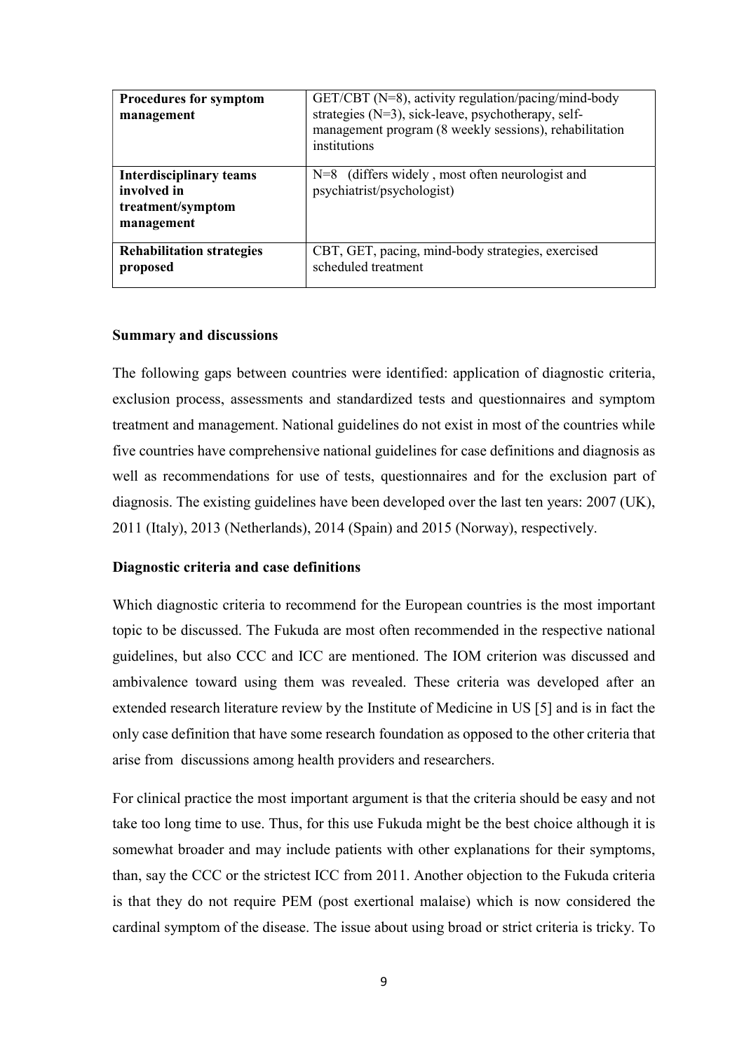| | |
|---|---|
| **Procedures for symptom management** | GET/CBT (N=8), activity regulation/pacing/mind-body strategies (N=3), sick-leave, psychotherapy, self-management program (8 weekly sessions), rehabilitation institutions |
| **Interdisciplinary teams involved in treatment/symptom management** | N=8 (differs widely , most often neurologist and psychiatrist/psychologist) |
| **Rehabilitation strategies proposed** | CBT, GET, pacing, mind-body strategies, exercised scheduled treatment |

**Summary and discussions**

The following gaps between countries were identified: application of diagnostic criteria, exclusion process, assessments and standardized tests and questionnaires and symptom treatment and management. National guidelines do not exist in most of the countries while five countries have comprehensive national guidelines for case definitions and diagnosis as well as recommendations for use of tests, questionnaires and for the exclusion part of diagnosis. The existing guidelines have been developed over the last ten years: 2007 (UK), 2011 (Italy), 2013 (Netherlands), 2014 (Spain) and 2015 (Norway), respectively.

**Diagnostic criteria and case definitions**

Which diagnostic criteria to recommend for the European countries is the most important topic to be discussed. The Fukuda are most often recommended in the respective national guidelines, but also CCC and ICC are mentioned. The IOM criterion was discussed and ambivalence toward using them was revealed. These criteria was developed after an extended research literature review by the Institute of Medicine in US [5] and is in fact the only case definition that have some research foundation as opposed to the other criteria that arise from discussions among health providers and researchers.

For clinical practice the most important argument is that the criteria should be easy and not take too long time to use. Thus, for this use Fukuda might be the best choice although it is somewhat broader and may include patients with other explanations for their symptoms, than, say the CCC or the strictest ICC from 2011. Another objection to the Fukuda criteria is that they do not require PEM (post exertional malaise) which is now considered the cardinal symptom of the disease. The issue about using broad or strict criteria is tricky. To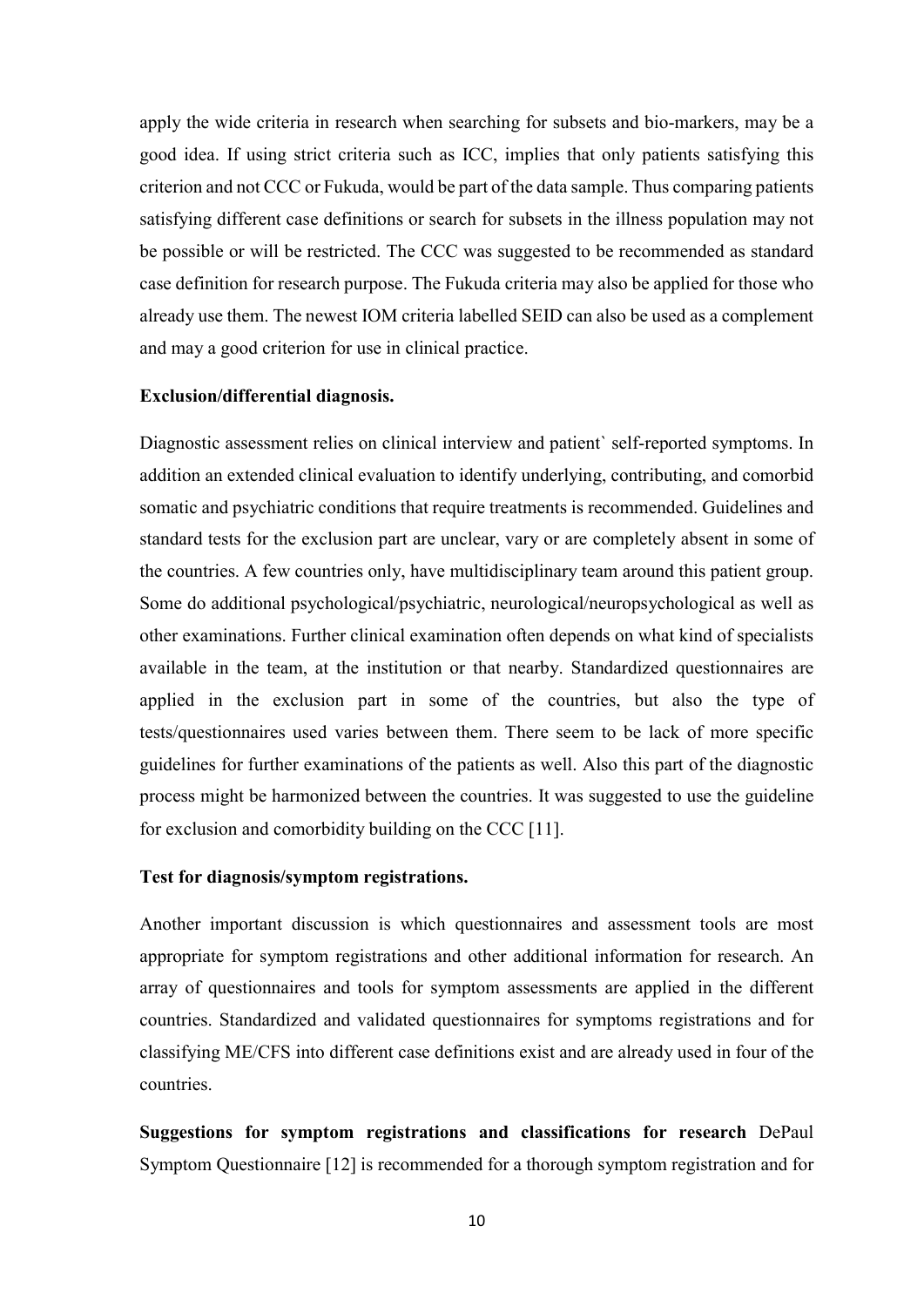apply the wide criteria in research when searching for subsets and bio-markers, may be a good idea. If using strict criteria such as ICC, implies that only patients satisfying this criterion and not CCC or Fukuda, would be part of the data sample. Thus comparing patients satisfying different case definitions or search for subsets in the illness population may not be possible or will be restricted. The CCC was suggested to be recommended as standard case definition for research purpose. The Fukuda criteria may also be applied for those who already use them. The newest IOM criteria labelled SEID can also be used as a complement and may a good criterion for use in clinical practice.

**Exclusion/differential diagnosis.**

Diagnostic assessment relies on clinical interview and patient` self-reported symptoms. In addition an extended clinical evaluation to identify underlying, contributing, and comorbid somatic and psychiatric conditions that require treatments is recommended. Guidelines and standard tests for the exclusion part are unclear, vary or are completely absent in some of the countries. A few countries only, have multidisciplinary team around this patient group. Some do additional psychological/psychiatric, neurological/neuropsychological as well as other examinations. Further clinical examination often depends on what kind of specialists available in the team, at the institution or that nearby. Standardized questionnaires are applied in the exclusion part in some of the countries, but also the type of tests/questionnaires used varies between them. There seem to be lack of more specific guidelines for further examinations of the patients as well. Also this part of the diagnostic process might be harmonized between the countries. It was suggested to use the guideline for exclusion and comorbidity building on the CCC [11].

**Test for diagnosis/symptom registrations.**

Another important discussion is which questionnaires and assessment tools are most appropriate for symptom registrations and other additional information for research. An array of questionnaires and tools for symptom assessments are applied in the different countries. Standardized and validated questionnaires for symptoms registrations and for classifying ME/CFS into different case definitions exist and are already used in four of the countries.

**Suggestions for symptom registrations and classifications for research** DePaul Symptom Questionnaire [12] is recommended for a thorough symptom registration and for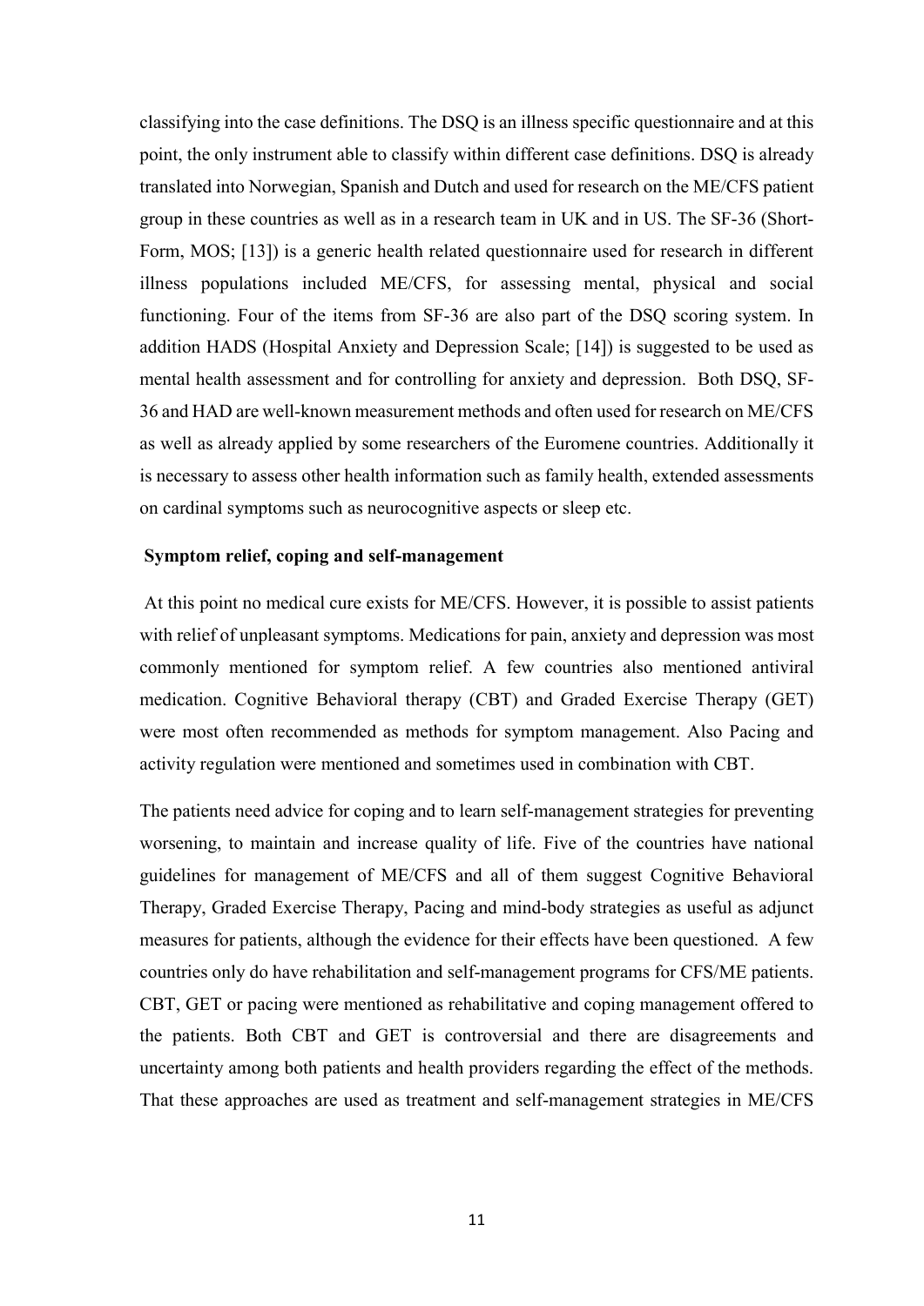classifying into the case definitions. The DSQ is an illness specific questionnaire and at this point, the only instrument able to classify within different case definitions. DSQ is already translated into Norwegian, Spanish and Dutch and used for research on the ME/CFS patient group in these countries as well as in a research team in UK and in US. The SF-36 (Short-Form, MOS; [13]) is a generic health related questionnaire used for research in different illness populations included ME/CFS, for assessing mental, physical and social functioning. Four of the items from SF-36 are also part of the DSQ scoring system. In addition HADS (Hospital Anxiety and Depression Scale; [14]) is suggested to be used as mental health assessment and for controlling for anxiety and depression. Both DSQ, SF-36 and HAD are well-known measurement methods and often used for research on ME/CFS as well as already applied by some researchers of the Euromene countries. Additionally it is necessary to assess other health information such as family health, extended assessments on cardinal symptoms such as neurocognitive aspects or sleep etc.

**Symptom relief, coping and self-management**

At this point no medical cure exists for ME/CFS. However, it is possible to assist patients with relief of unpleasant symptoms. Medications for pain, anxiety and depression was most commonly mentioned for symptom relief. A few countries also mentioned antiviral medication. Cognitive Behavioral therapy (CBT) and Graded Exercise Therapy (GET) were most often recommended as methods for symptom management. Also Pacing and activity regulation were mentioned and sometimes used in combination with CBT.

The patients need advice for coping and to learn self-management strategies for preventing worsening, to maintain and increase quality of life. Five of the countries have national guidelines for management of ME/CFS and all of them suggest Cognitive Behavioral Therapy, Graded Exercise Therapy, Pacing and mind-body strategies as useful as adjunct measures for patients, although the evidence for their effects have been questioned. A few countries only do have rehabilitation and self-management programs for CFS/ME patients. CBT, GET or pacing were mentioned as rehabilitative and coping management offered to the patients. Both CBT and GET is controversial and there are disagreements and uncertainty among both patients and health providers regarding the effect of the methods. That these approaches are used as treatment and self-management strategies in ME/CFS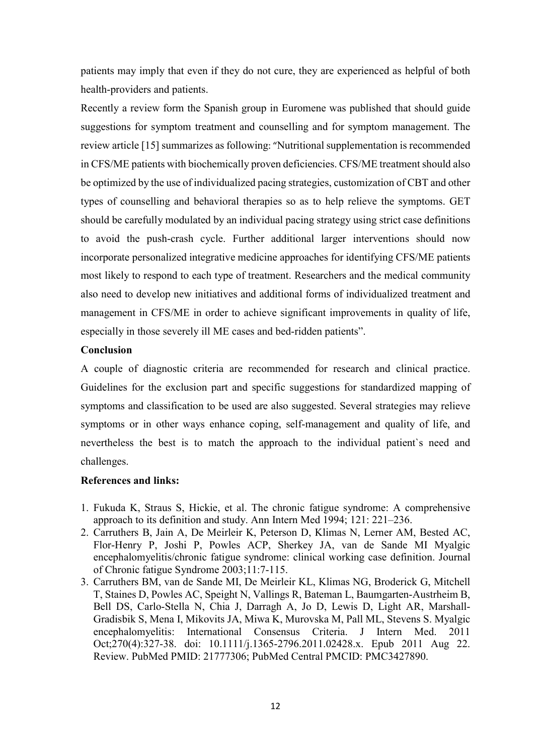patients may imply that even if they do not cure, they are experienced as helpful of both health-providers and patients.

Recently a review form the Spanish group in Euromene was published that should guide suggestions for symptom treatment and counselling and for symptom management. The review article [15] summarizes as following: "Nutritional supplementation is recommended in CFS/ME patients with biochemically proven deficiencies. CFS/ME treatment should also be optimized by the use of individualized pacing strategies, customization of CBT and other types of counselling and behavioral therapies so as to help relieve the symptoms. GET should be carefully modulated by an individual pacing strategy using strict case definitions to avoid the push-crash cycle. Further additional larger interventions should now incorporate personalized integrative medicine approaches for identifying CFS/ME patients most likely to respond to each type of treatment. Researchers and the medical community also need to develop new initiatives and additional forms of individualized treatment and management in CFS/ME in order to achieve significant improvements in quality of life, especially in those severely ill ME cases and bed-ridden patients".

**Conclusion**

A couple of diagnostic criteria are recommended for research and clinical practice. Guidelines for the exclusion part and specific suggestions for standardized mapping of symptoms and classification to be used are also suggested. Several strategies may relieve symptoms or in other ways enhance coping, self-management and quality of life, and nevertheless the best is to match the approach to the individual patient`s need and challenges.

**References and links:**

1. Fukuda K, Straus S, Hickie, et al. The chronic fatigue syndrome: A comprehensive approach to its definition and study. Ann Intern Med 1994; 121: 221–236.
2. Carruthers B, Jain A, De Meirleir K, Peterson D, Klimas N, Lerner AM, Bested AC, Flor-Henry P, Joshi P, Powles ACP, Sherkey JA, van de Sande MI Myalgic encephalomyelitis/chronic fatigue syndrome: clinical working case definition. Journal of Chronic fatigue Syndrome 2003;11:7-115.
3. Carruthers BM, van de Sande MI, De Meirleir KL, Klimas NG, Broderick G, Mitchell T, Staines D, Powles AC, Speight N, Vallings R, Bateman L, Baumgarten-Austrheim B, Bell DS, Carlo-Stella N, Chia J, Darragh A, Jo D, Lewis D, Light AR, Marshall-Gradisbik S, Mena I, Mikovits JA, Miwa K, Murovska M, Pall ML, Stevens S. Myalgic encephalomyelitis: International Consensus Criteria. J Intern Med. 2011 Oct;270(4):327-38. doi: 10.1111/j.1365-2796.2011.02428.x. Epub 2011 Aug 22. Review. PubMed PMID: 21777306; PubMed Central PMCID: PMC3427890.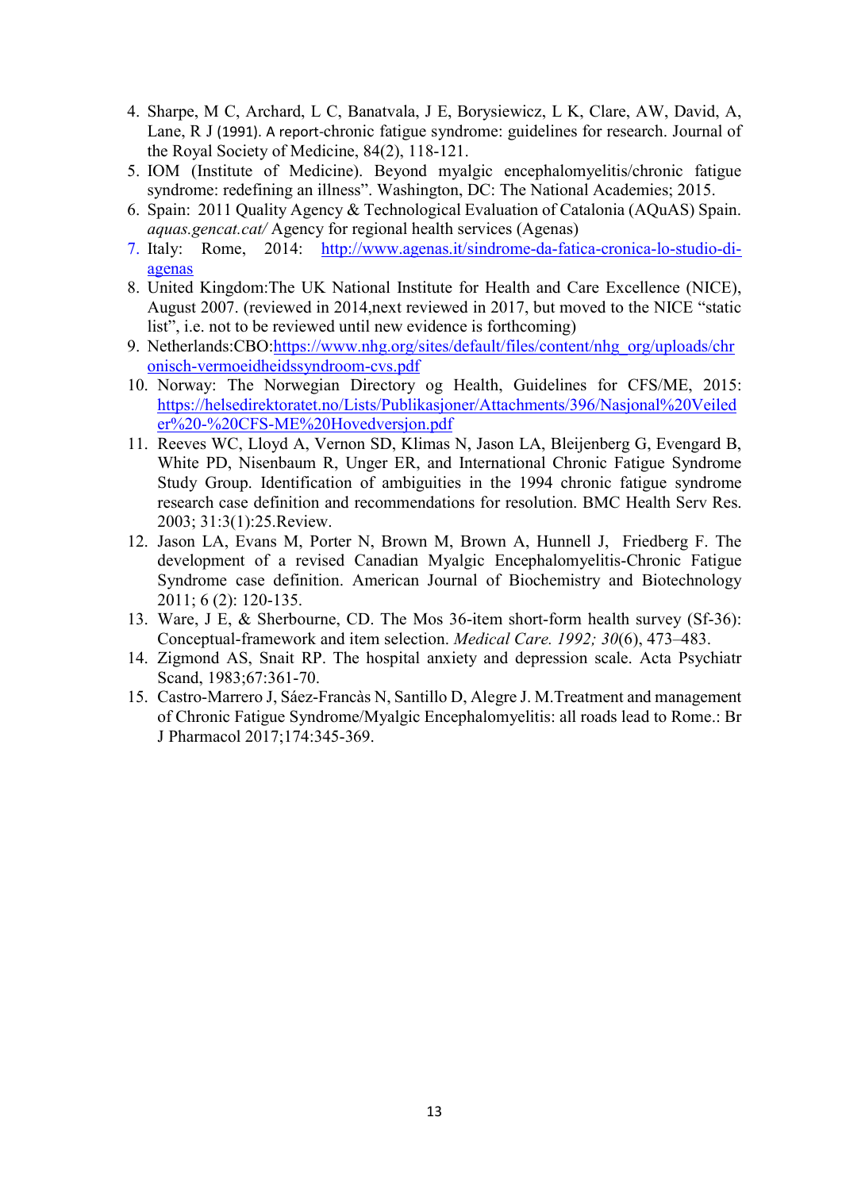4. Sharpe, M C, Archard, L C, Banatvala, J E, Borysiewicz, L K, Clare, AW, David, A, Lane, R J (1991). A report-chronic fatigue syndrome: guidelines for research. Journal of the Royal Society of Medicine, 84(2), 118-121.
5. IOM (Institute of Medicine). Beyond myalgic encephalomyelitis/chronic fatigue syndrome: redefining an illness". Washington, DC: The National Academies; 2015.
6. Spain: 2011 Quality Agency & Technological Evaluation of Catalonia (AQuAS) Spain. *aquas.gencat.cat/* Agency for regional health services (Agenas)
7. Italy: Rome, 2014: [http://www.agenas.it/sindrome-da-fatica-cronica-lo-studio-di-agenas](http://www.agenas.it/sindrome-da-fatica-cronica-lo-studio-di-agenas)
8. United Kingdom:The UK National Institute for Health and Care Excellence (NICE), August 2007. (reviewed in 2014,next reviewed in 2017, but moved to the NICE "static list", i.e. not to be reviewed until new evidence is forthcoming)
9. Netherlands:CBO:[https://www.nhg.org/sites/default/files/content/nhg_org/uploads/chronisch-vermoeidheidssyndroom-cvs.pdf](https://www.nhg.org/sites/default/files/content/nhg_org/uploads/chronisch-vermoeidheidssyndroom-cvs.pdf)
10. Norway: The Norwegian Directory og Health, Guidelines for CFS/ME, 2015: [https://helsedirektoratet.no/Lists/Publikasjoner/Attachments/396/Nasjonal%20Veileder%20-%20CFS-ME%20Hovedversjon.pdf](https://helsedirektoratet.no/Lists/Publikasjoner/Attachments/396/Nasjonal%20Veileder%20-%20CFS-ME%20Hovedversjon.pdf)
11. Reeves WC, Lloyd A, Vernon SD, Klimas N, Jason LA, Bleijenberg G, Evengard B, White PD, Nisenbaum R, Unger ER, and International Chronic Fatigue Syndrome Study Group. Identification of ambiguities in the 1994 chronic fatigue syndrome research case definition and recommendations for resolution. BMC Health Serv Res. 2003; 31:3(1):25.Review.
12. Jason LA, Evans M, Porter N, Brown M, Brown A, Hunnell J, Friedberg F. The development of a revised Canadian Myalgic Encephalomyelitis-Chronic Fatigue Syndrome case definition. American Journal of Biochemistry and Biotechnology 2011; 6 (2): 120-135.
13. Ware, J E, & Sherbourne, CD. The Mos 36-item short-form health survey (Sf-36): Conceptual-framework and item selection. *Medical Care. 1992; 30*(6), 473–483.
14. Zigmond AS, Snait RP. The hospital anxiety and depression scale. Acta Psychiatr Scand, 1983;67:361-70.
15. Castro-Marrero J, Sáez-Francàs N, Santillo D, Alegre J. M.Treatment and management of Chronic Fatigue Syndrome/Myalgic Encephalomyelitis: all roads lead to Rome.: Br J Pharmacol 2017;174:345-369.